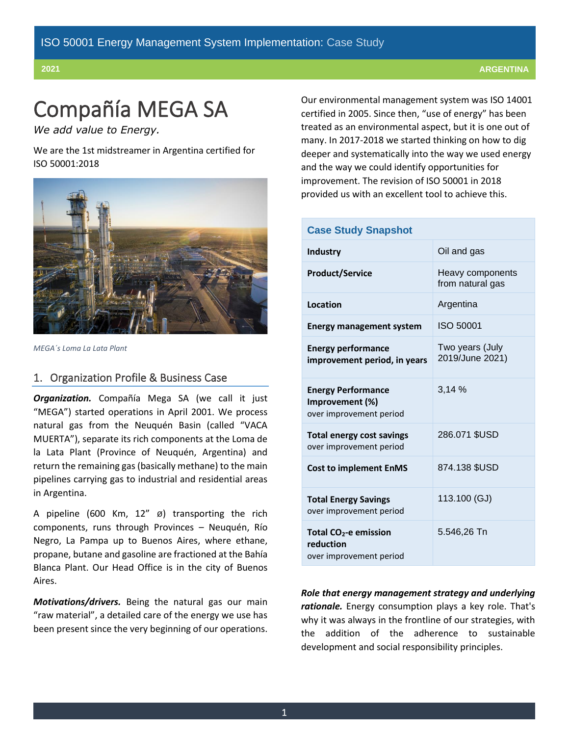ISO 50001 Energy Management System Implementation: Case Study

2021 ARGENTINA

# Compañía MEGA SA

*We add value to Energy.*

We are the 1st midstreamer in Argentina certified for ISO 50001:2018

*MEGA´s Loma La Lata Plant*

## 1. Organization Profile & Business Case

***Organization.*** Compañía Mega SA (we call it just "MEGA") started operations in April 2001. We process natural gas from the Neuquén Basin (called "VACA MUERTA"), separate its rich components at the Loma de la Lata Plant (Province of Neuquén, Argentina) and return the remaining gas (basically methane) to the main pipelines carrying gas to industrial and residential areas in Argentina.

A pipeline (600 Km, 12" ø) transporting the rich components, runs through Provinces – Neuquén, Río Negro, La Pampa up to Buenos Aires, where ethane, propane, butane and gasoline are fractioned at the Bahía Blanca Plant. Our Head Office is in the city of Buenos Aires.

***Motivations/drivers.*** Being the natural gas our main "raw material", a detailed care of the energy we use has been present since the very beginning of our operations. Our environmental management system was ISO 14001 certified in 2005. Since then, "use of energy" has been treated as an environmental aspect, but it is one out of many. In 2017-2018 we started thinking on how to dig deeper and systematically into the way we used energy and the way we could identify opportunities for improvement. The revision of ISO 50001 in 2018 provided us with an excellent tool to achieve this.

| Case Study Snapshot | |
|---|---|
| **Industry** | Oil and gas |
| **Product/Service** | Heavy components from natural gas |
| **Location** | Argentina |
| **Energy management system** | ISO 50001 |
| **Energy performance improvement period, in years** | Two years (July 2019/June 2021) |
| **Energy Performance Improvement (%)** over improvement period | 3,14 % |
| **Total energy cost savings** over improvement period | 286.071 $USD |
| **Cost to implement EnMS** | 874.138 $USD |
| **Total Energy Savings** over improvement period | 113.100 (GJ) |
| **Total $CO_2$-e emission reduction** over improvement period | 5.546,26 Tn |

***Role that energy management strategy and underlying rationale.*** Energy consumption plays a key role. That's why it was always in the frontline of our strategies, with the addition of the adherence to sustainable development and social responsibility principles.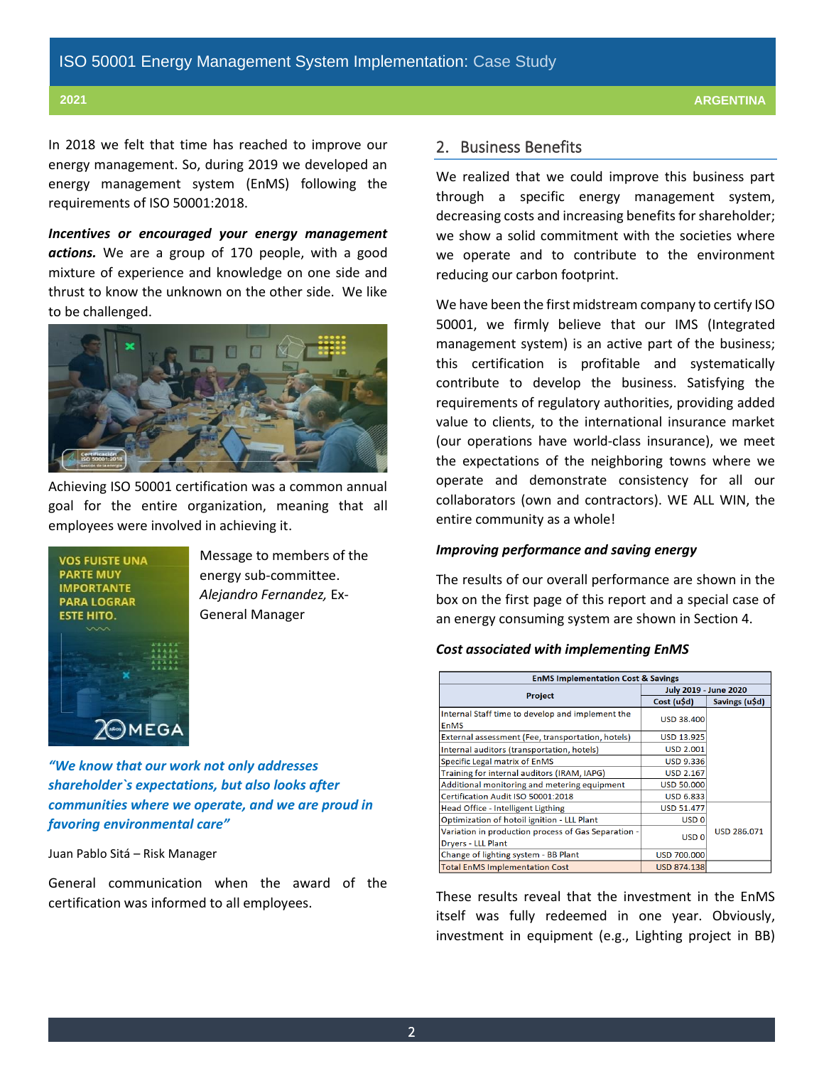In 2018 we felt that time has reached to improve our energy management. So, during 2019 we developed an energy management system (EnMS) following the requirements of ISO 50001:2018.

***Incentives or encouraged your energy management actions.*** We are a group of 170 people, with a good mixture of experience and knowledge on one side and thrust to know the unknown on the other side. We like to be challenged.

Achieving ISO 50001 certification was a common annual goal for the entire organization, meaning that all employees were involved in achieving it.

Message to members of the energy sub-committee. *Alejandro Fernandez,* Ex-General Manager

***"We know that our work not only addresses shareholder`s expectations, but also looks after communities where we operate, and we are proud in favoring environmental care"***

Juan Pablo Sitá – Risk Manager

General communication when the award of the certification was informed to all employees.

## 2. Business Benefits

We realized that we could improve this business part through a specific energy management system, decreasing costs and increasing benefits for shareholder; we show a solid commitment with the societies where we operate and to contribute to the environment reducing our carbon footprint.

We have been the first midstream company to certify ISO 50001, we firmly believe that our IMS (Integrated management system) is an active part of the business; this certification is profitable and systematically contribute to develop the business. Satisfying the requirements of regulatory authorities, providing added value to clients, to the international insurance market (our operations have world-class insurance), we meet the expectations of the neighboring towns where we operate and demonstrate consistency for all our collaborators (own and contractors). WE ALL WIN, the entire community as a whole!

***Improving performance and saving energy***

The results of our overall performance are shown in the box on the first page of this report and a special case of an energy consuming system are shown in Section 4.

***Cost associated with implementing EnMS***

| EnMS Implementation Cost & Savings | | |
|---|---|---|
| Project | July 2019 - June 2020 | |
| | Cost (u$d) | Savings (u$d) |
| Internal Staff time to develop and implement the EnMS | USD 38.400 | |
| External assessment (Fee, transportation, hotels) | USD 13.925 | |
| Internal auditors (transportation, hotels) | USD 2.001 | |
| Specific Legal matrix of EnMS | USD 9.336 | |
| Training for internal auditors (IRAM, IAPG) | USD 2.167 | |
| Additional monitoring and metering equipment | USD 50.000 | |
| Certification Audit ISO 50001:2018 | USD 6.833 | |
| Head Office - Intelligent Ligthing | USD 51.477 | USD 286.071 |
| Optimization of hotoil ignition - LLL Plant | USD 0 | |
| Variation in production process of Gas Separation - Dryers - LLL Plant | USD 0 | |
| Change of lighting system - BB Plant | USD 700.000 | |
| Total EnMS Implementation Cost | USD 874.138 | |

These results reveal that the investment in the EnMS itself was fully redeemed in one year. Obviously, investment in equipment (e.g., Lighting project in BB)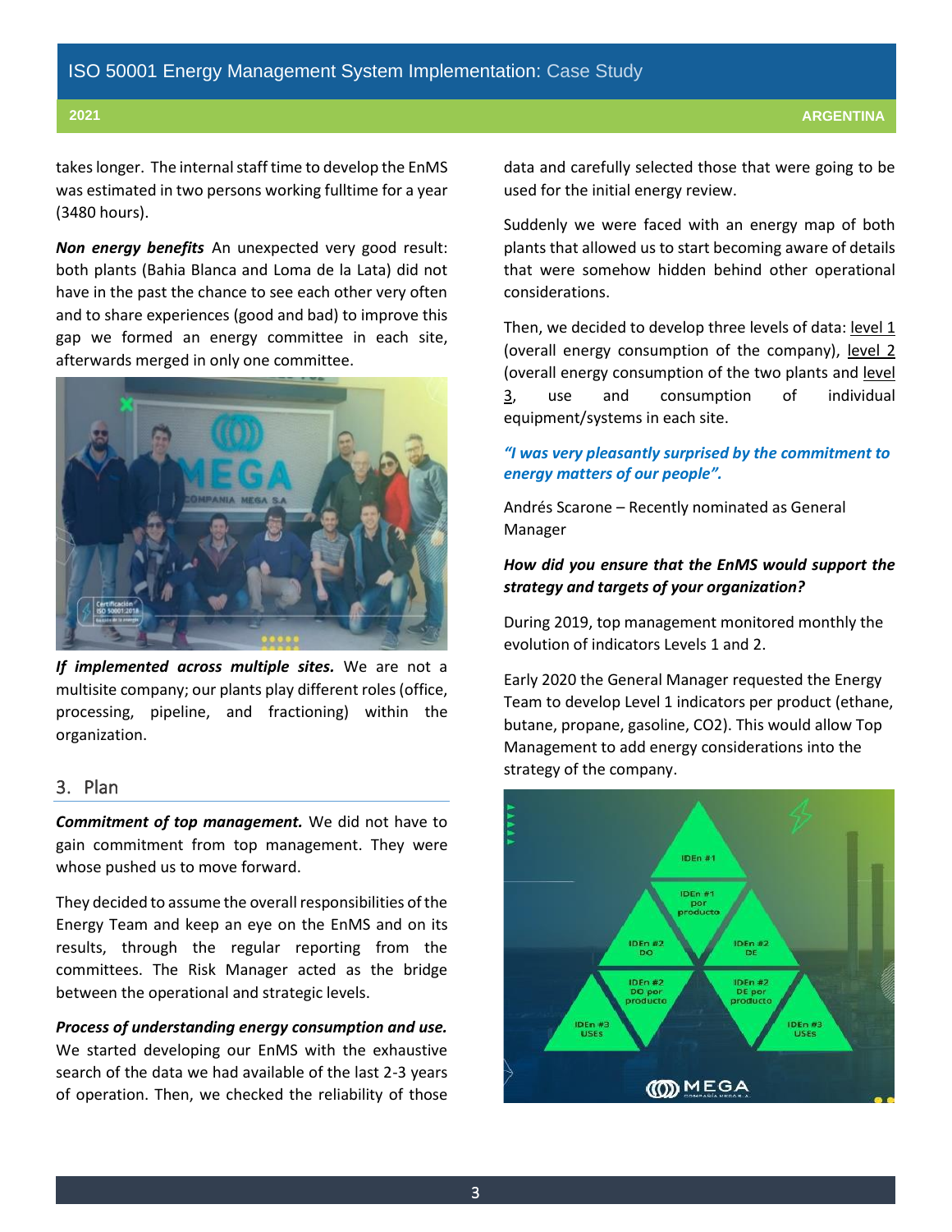takes longer. The internal staff time to develop the EnMS was estimated in two persons working fulltime for a year (3480 hours).

***Non energy benefits*** An unexpected very good result: both plants (Bahia Blanca and Loma de la Lata) did not have in the past the chance to see each other very often and to share experiences (good and bad) to improve this gap we formed an energy committee in each site, afterwards merged in only one committee.

***If implemented across multiple sites.*** We are not a multisite company; our plants play different roles (office, processing, pipeline, and fractioning) within the organization.

## 3. Plan

***Commitment of top management.*** We did not have to gain commitment from top management. They were whose pushed us to move forward.

They decided to assume the overall responsibilities of the Energy Team and keep an eye on the EnMS and on its results, through the regular reporting from the committees. The Risk Manager acted as the bridge between the operational and strategic levels.

***Process of understanding energy consumption and use.*** We started developing our EnMS with the exhaustive search of the data we had available of the last 2-3 years of operation. Then, we checked the reliability of those data and carefully selected those that were going to be used for the initial energy review.

Suddenly we were faced with an energy map of both plants that allowed us to start becoming aware of details that were somehow hidden behind other operational considerations.

Then, we decided to develop three levels of data: level 1 (overall energy consumption of the company), level 2 (overall energy consumption of the two plants and level 3, use and consumption of individual equipment/systems in each site.

***"I was very pleasantly surprised by the commitment to energy matters of our people".***

Andrés Scarone – Recently nominated as General Manager

***How did you ensure that the EnMS would support the strategy and targets of your organization?***

During 2019, top management monitored monthly the evolution of indicators Levels 1 and 2.

Early 2020 the General Manager requested the Energy Team to develop Level 1 indicators per product (ethane, butane, propane, gasoline, $CO_2$). This would allow Top Management to add energy considerations into the strategy of the company.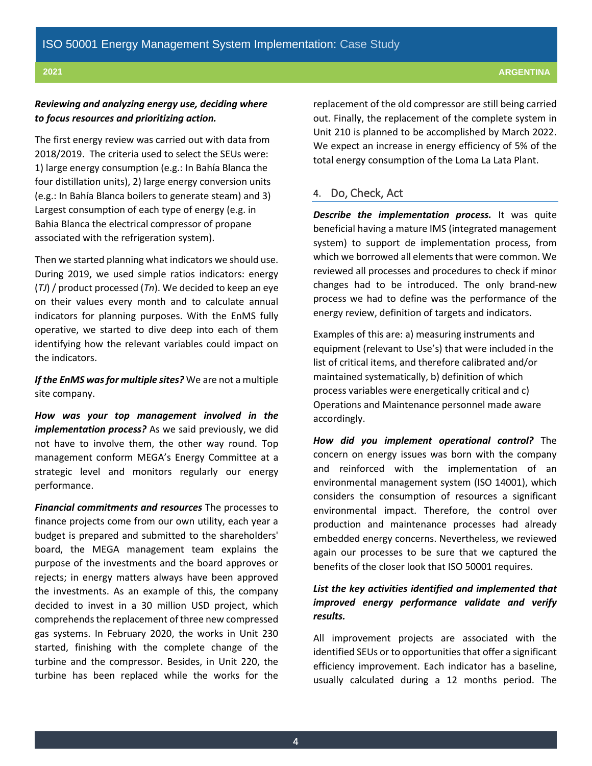***Reviewing and analyzing energy use, deciding where to focus resources and prioritizing action.***

The first energy review was carried out with data from 2018/2019. The criteria used to select the SEUs were: 1) large energy consumption (e.g.: In Bahía Blanca the four distillation units), 2) large energy conversion units (e.g.: In Bahía Blanca boilers to generate steam) and 3) Largest consumption of each type of energy (e.g. in Bahia Blanca the electrical compressor of propane associated with the refrigeration system).

Then we started planning what indicators we should use. During 2019, we used simple ratios indicators: energy (*TJ*) / product processed (*Tn*). We decided to keep an eye on their values every month and to calculate annual indicators for planning purposes. With the EnMS fully operative, we started to dive deep into each of them identifying how the relevant variables could impact on the indicators.

***If the EnMS was for multiple sites?*** We are not a multiple site company.

***How was your top management involved in the implementation process?*** As we said previously, we did not have to involve them, the other way round. Top management conform MEGA's Energy Committee at a strategic level and monitors regularly our energy performance.

***Financial commitments and resources*** The processes to finance projects come from our own utility, each year a budget is prepared and submitted to the shareholders' board, the MEGA management team explains the purpose of the investments and the board approves or rejects; in energy matters always have been approved the investments. As an example of this, the company decided to invest in a 30 million USD project, which comprehends the replacement of three new compressed gas systems. In February 2020, the works in Unit 230 started, finishing with the complete change of the turbine and the compressor. Besides, in Unit 220, the turbine has been replaced while the works for the replacement of the old compressor are still being carried out. Finally, the replacement of the complete system in Unit 210 is planned to be accomplished by March 2022. We expect an increase in energy efficiency of 5% of the total energy consumption of the Loma La Lata Plant.

## 4. Do, Check, Act

***Describe the implementation process.*** It was quite beneficial having a mature IMS (integrated management system) to support de implementation process, from which we borrowed all elements that were common. We reviewed all processes and procedures to check if minor changes had to be introduced. The only brand-new process we had to define was the performance of the energy review, definition of targets and indicators.

Examples of this are: a) measuring instruments and equipment (relevant to Use's) that were included in the list of critical items, and therefore calibrated and/or maintained systematically, b) definition of which process variables were energetically critical and c) Operations and Maintenance personnel made aware accordingly.

***How did you implement operational control?*** The concern on energy issues was born with the company and reinforced with the implementation of an environmental management system (ISO 14001), which considers the consumption of resources a significant environmental impact. Therefore, the control over production and maintenance processes had already embedded energy concerns. Nevertheless, we reviewed again our processes to be sure that we captured the benefits of the closer look that ISO 50001 requires.

***List the key activities identified and implemented that improved energy performance validate and verify results.***

All improvement projects are associated with the identified SEUs or to opportunities that offer a significant efficiency improvement. Each indicator has a baseline, usually calculated during a 12 months period. The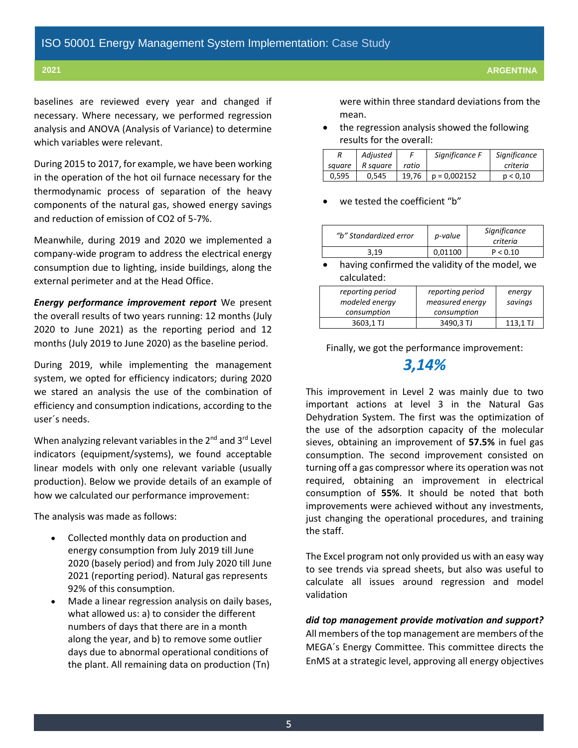baselines are reviewed every year and changed if necessary. Where necessary, we performed regression analysis and ANOVA (Analysis of Variance) to determine which variables were relevant.

During 2015 to 2017, for example, we have been working in the operation of the hot oil furnace necessary for the thermodynamic process of separation of the heavy components of the natural gas, showed energy savings and reduction of emission of $CO_2$ of 5-7%.

Meanwhile, during 2019 and 2020 we implemented a company-wide program to address the electrical energy consumption due to lighting, inside buildings, along the external perimeter and at the Head Office.

***Energy performance improvement report*** We present the overall results of two years running: 12 months (July 2020 to June 2021) as the reporting period and 12 months (July 2019 to June 2020) as the baseline period.

During 2019, while implementing the management system, we opted for efficiency indicators; during 2020 we stared an analysis the use of the combination of efficiency and consumption indications, according to the user´s needs.

When analyzing relevant variables in the 2nd and 3rd Level indicators (equipment/systems), we found acceptable linear models with only one relevant variable (usually production). Below we provide details of an example of how we calculated our performance improvement:

The analysis was made as follows:

- Collected monthly data on production and energy consumption from July 2019 till June 2020 (basely period) and from July 2020 till June 2021 (reporting period). Natural gas represents 92% of this consumption.
- Made a linear regression analysis on daily bases, what allowed us: a) to consider the different numbers of days that there are in a month along the year, and b) to remove some outlier days due to abnormal operational conditions of the plant. All remaining data on production (Tn) were within three standard deviations from the mean.
- the regression analysis showed the following results for the overall:

| *R square* | *Adjusted R square* | *F ratio* | *Significance F* | *Significance criteria* |
|---|---|---|---|---|
| 0,595 | 0,545 | 19,76 | p = 0,002152 | p < 0,10 |

- we tested the coefficient "b"

| *"b" Standardized error* | *p-value* | *Significance criteria* |
|---|---|---|
| 3,19 | 0,01100 | P < 0.10 |

- having confirmed the validity of the model, we calculated:

| *reporting period modeled energy consumption* | *reporting period measured energy consumption* | *energy savings* |
|---|---|---|
| 3603,1 TJ | 3490,3 TJ | 113,1 TJ |

Finally, we got the performance improvement:

***3,14%***

This improvement in Level 2 was mainly due to two important actions at level 3 in the Natural Gas Dehydration System. The first was the optimization of the use of the adsorption capacity of the molecular sieves, obtaining an improvement of **57.5%** in fuel gas consumption. The second improvement consisted on turning off a gas compressor where its operation was not required, obtaining an improvement in electrical consumption of **55%**. It should be noted that both improvements were achieved without any investments, just changing the operational procedures, and training the staff.

The Excel program not only provided us with an easy way to see trends via spread sheets, but also was useful to calculate all issues around regression and model validation

***did top management provide motivation and support?***
All members of the top management are members of the MEGA´s Energy Committee. This committee directs the EnMS at a strategic level, approving all energy objectives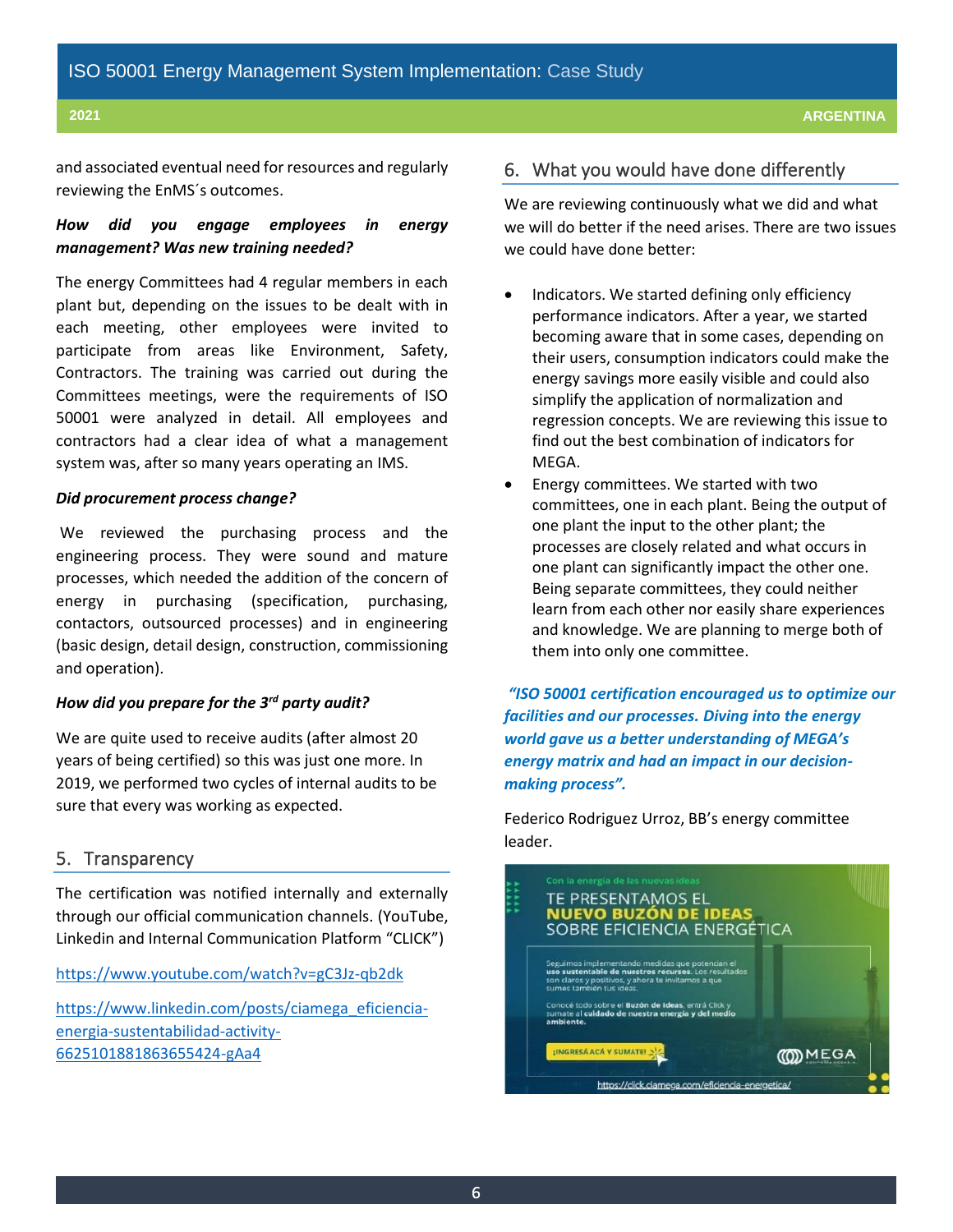and associated eventual need for resources and regularly reviewing the EnMS´s outcomes.

***How did you engage employees in energy management? Was new training needed?***

The energy Committees had 4 regular members in each plant but, depending on the issues to be dealt with in each meeting, other employees were invited to participate from areas like Environment, Safety, Contractors. The training was carried out during the Committees meetings, were the requirements of ISO 50001 were analyzed in detail. All employees and contractors had a clear idea of what a management system was, after so many years operating an IMS.

***Did procurement process change?***

We reviewed the purchasing process and the engineering process. They were sound and mature processes, which needed the addition of the concern of energy in purchasing (specification, purchasing, contactors, outsourced processes) and in engineering (basic design, detail design, construction, commissioning and operation).

***How did you prepare for the 3rd party audit?***

We are quite used to receive audits (after almost 20 years of being certified) so this was just one more. In 2019, we performed two cycles of internal audits to be sure that every was working as expected.

## 5. Transparency

The certification was notified internally and externally through our official communication channels. (YouTube, Linkedin and Internal Communication Platform "CLICK")

https://www.youtube.com/watch?v=gC3Jz-qb2dk

https://www.linkedin.com/posts/ciamega_eficiencia-energia-sustentabilidad-activity-6625101881863655424-gAa4

## 6. What you would have done differently

We are reviewing continuously what we did and what we will do better if the need arises. There are two issues we could have done better:

- Indicators. We started defining only efficiency performance indicators. After a year, we started becoming aware that in some cases, depending on their users, consumption indicators could make the energy savings more easily visible and could also simplify the application of normalization and regression concepts. We are reviewing this issue to find out the best combination of indicators for MEGA.
- Energy committees. We started with two committees, one in each plant. Being the output of one plant the input to the other plant; the processes are closely related and what occurs in one plant can significantly impact the other one. Being separate committees, they could neither learn from each other nor easily share experiences and knowledge. We are planning to merge both of them into only one committee.

***"ISO 50001 certification encouraged us to optimize our facilities and our processes. Diving into the energy world gave us a better understanding of MEGA's energy matrix and had an impact in our decision-making process".***

Federico Rodriguez Urroz, BB's energy committee leader.

Con la energía de las nuevas ideas

TE PRESENTAMOS EL
NUEVO BUZÓN DE IDEAS
SOBRE EFICIENCIA ENERGÉTICA

Seguimos implementando medidas que potencian el uso sustentable de nuestros recursos. Los resultados son claros y positivos, y ahora te invitamos a que sumes también tus ideas.

Conocé todo sobre el Buzón de Ideas, entrá Click y sumate al cuidado de nuestra energía y del medio ambiente.

¡INGRESÁ ACÁ Y SUMATE!

MEGA

https://click.ciamega.com/eficiencia-energetica/